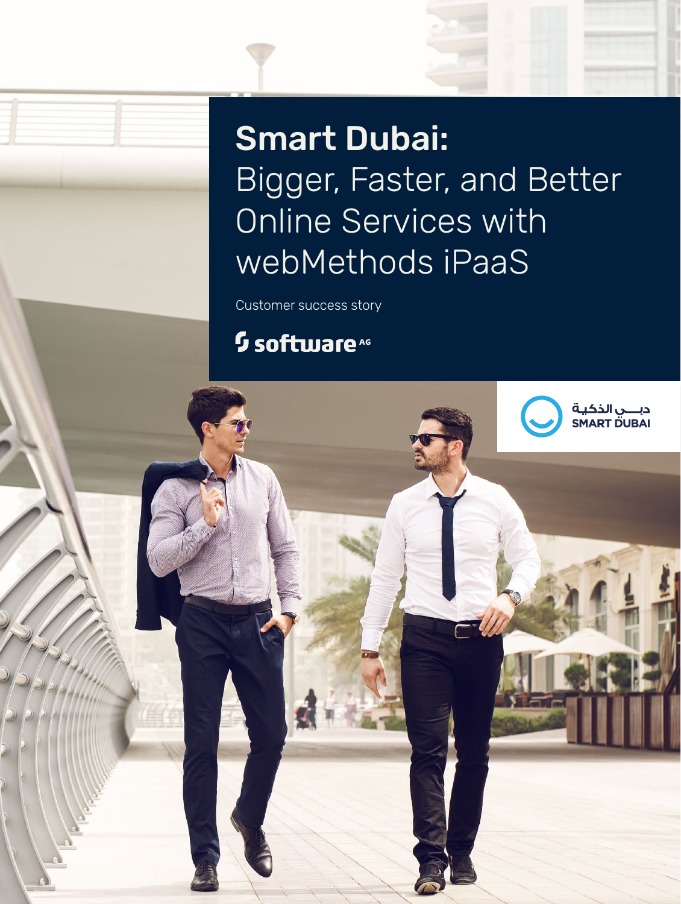# Smart Dubai: Bigger, Faster, and Better Online Services with webMethods iPaaS

Customer success story

software AG

دبـــي الذكية
SMART DUBAI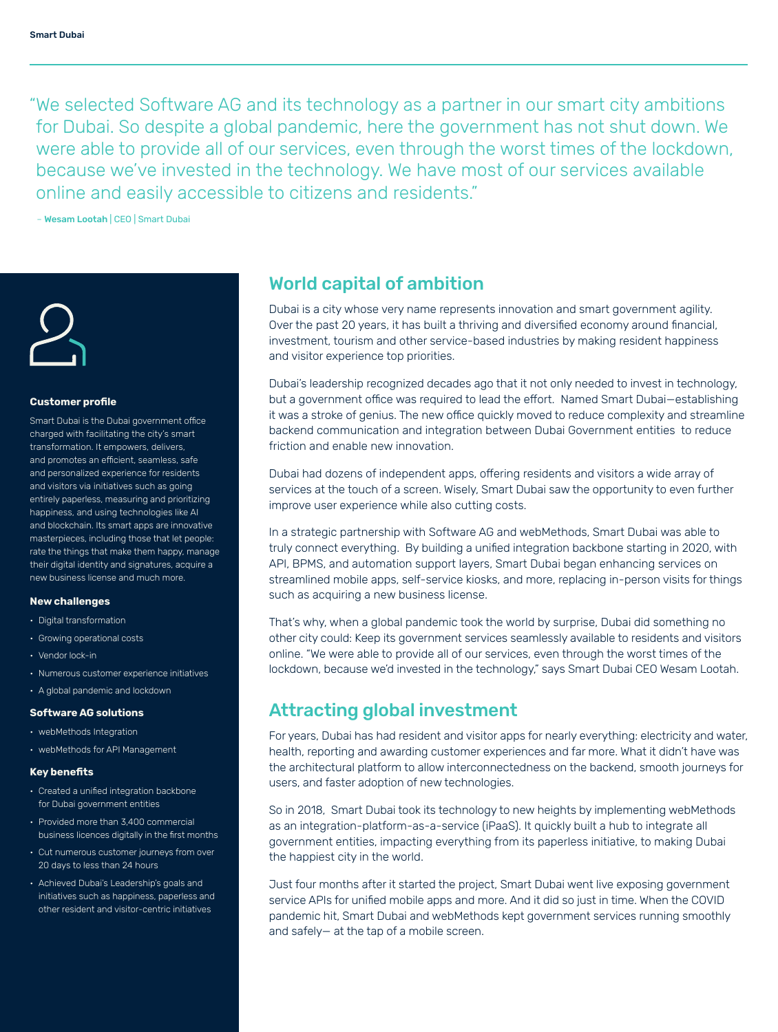“We selected Software AG and its technology as a partner in our smart city ambitions for Dubai. So despite a global pandemic, here the government has not shut down. We were able to provide all of our services, even through the worst times of the lockdown, because we’ve invested in the technology. We have most of our services available online and easily accessible to citizens and residents.”

– **Wesam Lootah** | CEO | Smart Dubai

**Customer profile**

Smart Dubai is the Dubai government office charged with facilitating the city’s smart transformation. It empowers, delivers, and promotes an efficient, seamless, safe and personalized experience for residents and visitors via initiatives such as going entirely paperless, measuring and prioritizing happiness, and using technologies like AI and blockchain. Its smart apps are innovative masterpieces, including those that let people: rate the things that make them happy, manage their digital identity and signatures, acquire a new business license and much more.

**New challenges**

- Digital transformation
- Growing operational costs
- Vendor lock-in
- Numerous customer experience initiatives
- A global pandemic and lockdown

**Software AG solutions**

- webMethods Integration
- webMethods for API Management

**Key benefits**

- Created a unified integration backbone for Dubai government entities
- Provided more than 3,400 commercial business licences digitally in the first months
- Cut numerous customer journeys from over 20 days to less than 24 hours
- Achieved Dubai’s Leadership’s goals and initiatives such as happiness, paperless and other resident and visitor-centric initiatives

## World capital of ambition

Dubai is a city whose very name represents innovation and smart government agility. Over the past 20 years, it has built a thriving and diversified economy around financial, investment, tourism and other service-based industries by making resident happiness and visitor experience top priorities.

Dubai’s leadership recognized decades ago that it not only needed to invest in technology, but a government office was required to lead the effort. Named Smart Dubai—establishing it was a stroke of genius. The new office quickly moved to reduce complexity and streamline backend communication and integration between Dubai Government entities to reduce friction and enable new innovation.

Dubai had dozens of independent apps, offering residents and visitors a wide array of services at the touch of a screen. Wisely, Smart Dubai saw the opportunity to even further improve user experience while also cutting costs.

In a strategic partnership with Software AG and webMethods, Smart Dubai was able to truly connect everything. By building a unified integration backbone starting in 2020, with API, BPMS, and automation support layers, Smart Dubai began enhancing services on streamlined mobile apps, self-service kiosks, and more, replacing in-person visits for things such as acquiring a new business license.

That’s why, when a global pandemic took the world by surprise, Dubai did something no other city could: Keep its government services seamlessly available to residents and visitors online. “We were able to provide all of our services, even through the worst times of the lockdown, because we’d invested in the technology,” says Smart Dubai CEO Wesam Lootah.

## Attracting global investment

For years, Dubai has had resident and visitor apps for nearly everything: electricity and water, health, reporting and awarding customer experiences and far more. What it didn’t have was the architectural platform to allow interconnectedness on the backend, smooth journeys for users, and faster adoption of new technologies.

So in 2018, Smart Dubai took its technology to new heights by implementing webMethods as an integration-platform-as-a-service (iPaaS). It quickly built a hub to integrate all government entities, impacting everything from its paperless initiative, to making Dubai the happiest city in the world.

Just four months after it started the project, Smart Dubai went live exposing government service APIs for unified mobile apps and more. And it did so just in time. When the COVID pandemic hit, Smart Dubai and webMethods kept government services running smoothly and safely— at the tap of a mobile screen.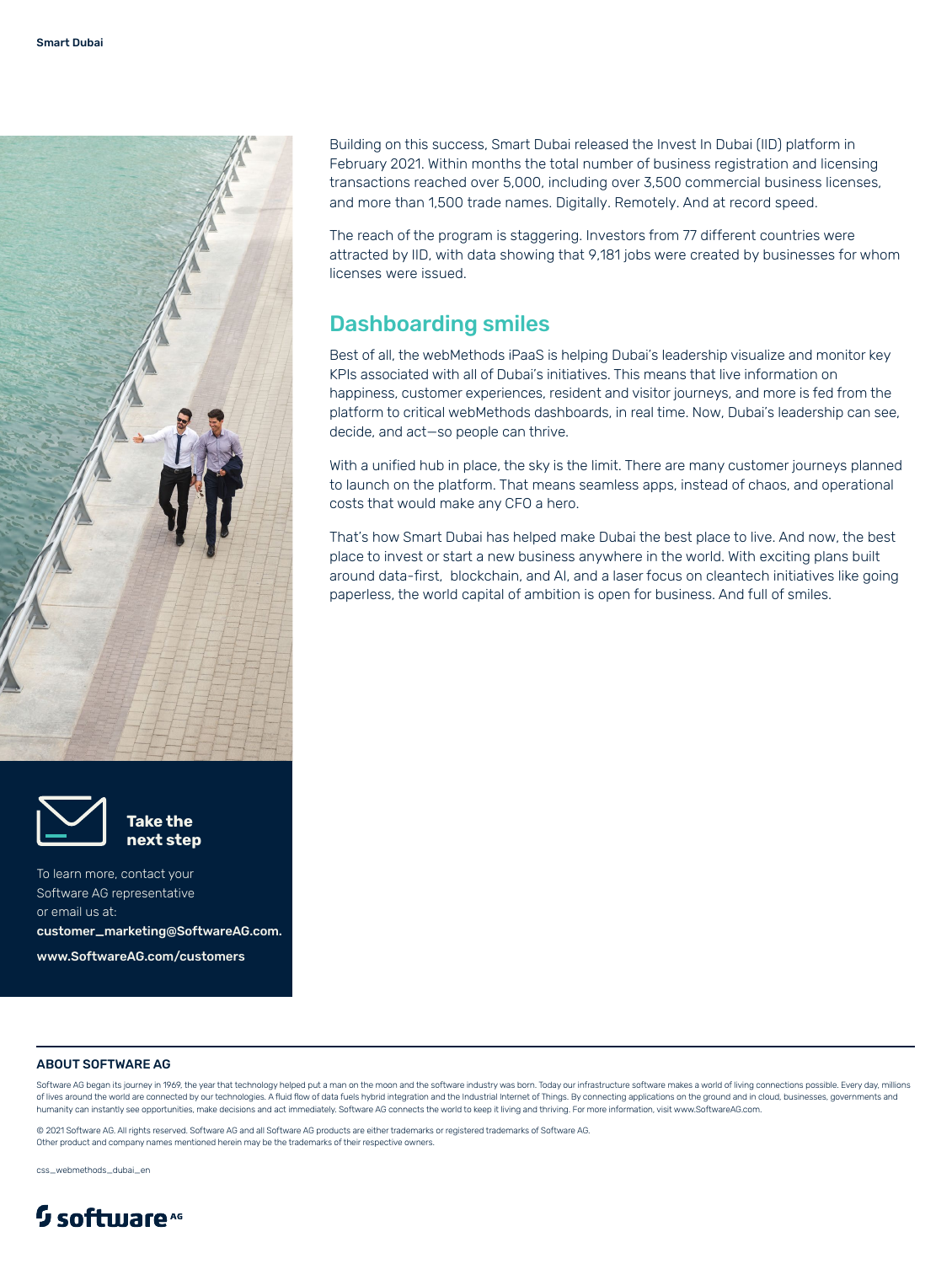Building on this success, Smart Dubai released the Invest In Dubai (IID) platform in February 2021. Within months the total number of business registration and licensing transactions reached over 5,000, including over 3,500 commercial business licenses, and more than 1,500 trade names. Digitally. Remotely. And at record speed.

The reach of the program is staggering. Investors from 77 different countries were attracted by IID, with data showing that 9,181 jobs were created by businesses for whom licenses were issued.

## Dashboarding smiles

Best of all, the webMethods iPaaS is helping Dubai's leadership visualize and monitor key KPIs associated with all of Dubai's initiatives. This means that live information on happiness, customer experiences, resident and visitor journeys, and more is fed from the platform to critical webMethods dashboards, in real time. Now, Dubai's leadership can see, decide, and act—so people can thrive.

With a unified hub in place, the sky is the limit. There are many customer journeys planned to launch on the platform. That means seamless apps, instead of chaos, and operational costs that would make any CFO a hero.

That's how Smart Dubai has helped make Dubai the best place to live. And now, the best place to invest or start a new business anywhere in the world. With exciting plans built around data-first, blockchain, and AI, and a laser focus on cleantech initiatives like going paperless, the world capital of ambition is open for business. And full of smiles.

**Take the next step**

To learn more, contact your Software AG representative or email us at:
**customer_marketing@SoftwareAG.com.**

**www.SoftwareAG.com/customers**

### ABOUT SOFTWARE AG

Software AG began its journey in 1969, the year that technology helped put a man on the moon and the software industry was born. Today our infrastructure software makes a world of living connections possible. Every day, millions of lives around the world are connected by our technologies. A fluid flow of data fuels hybrid integration and the Industrial Internet of Things. By connecting applications on the ground and in cloud, businesses, governments and humanity can instantly see opportunities, make decisions and act immediately. Software AG connects the world to keep it living and thriving. For more information, visit www.SoftwareAG.com.

© 2021 Software AG. All rights reserved. Software AG and all Software AG products are either trademarks or registered trademarks of Software AG.
Other product and company names mentioned herein may be the trademarks of their respective owners.

css_webmethods_dubai_en

software AG